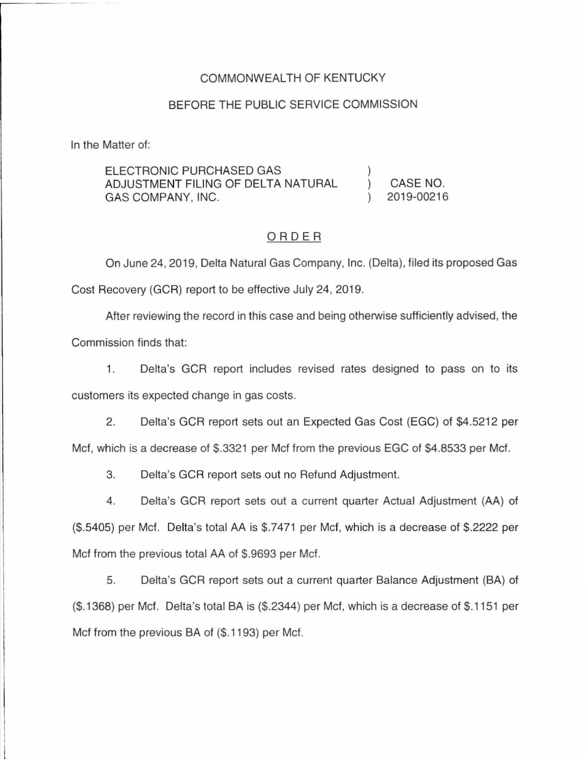COMMONWEALTH OF KENTUCKY

BEFORE THE PUBLIC SERVICE COMMISSION

In the Matter of:

| | | |
|---|---|---|
| ELECTRONIC PURCHASED GAS ADJUSTMENT FILING OF DELTA NATURAL GAS COMPANY, INC. | ) ) ) | CASE NO. 2019-00216 |

ORDER

On June 24, 2019, Delta Natural Gas Company, Inc. (Delta), filed its proposed Gas Cost Recovery (GCR) report to be effective July 24, 2019.

After reviewing the record in this case and being otherwise sufficiently advised, the Commission finds that:

1. Delta's GCR report includes revised rates designed to pass on to its customers its expected change in gas costs.

2. Delta's GCR report sets out an Expected Gas Cost (EGC) of $4.5212 per Mcf, which is a decrease of $.3321 per Mcf from the previous EGC of $4.8533 per Mcf.

3. Delta's GCR report sets out no Refund Adjustment.

4. Delta's GCR report sets out a current quarter Actual Adjustment (AA) of ($.5405) per Mcf. Delta's total AA is $.7471 per Mcf, which is a decrease of $.2222 per Mcf from the previous total AA of $.9693 per Mcf.

5. Delta's GCR report sets out a current quarter Balance Adjustment (BA) of ($.1368) per Mcf. Delta's total BA is ($.2344) per Mcf, which is a decrease of $.1151 per Mcf from the previous BA of ($.1193) per Mcf.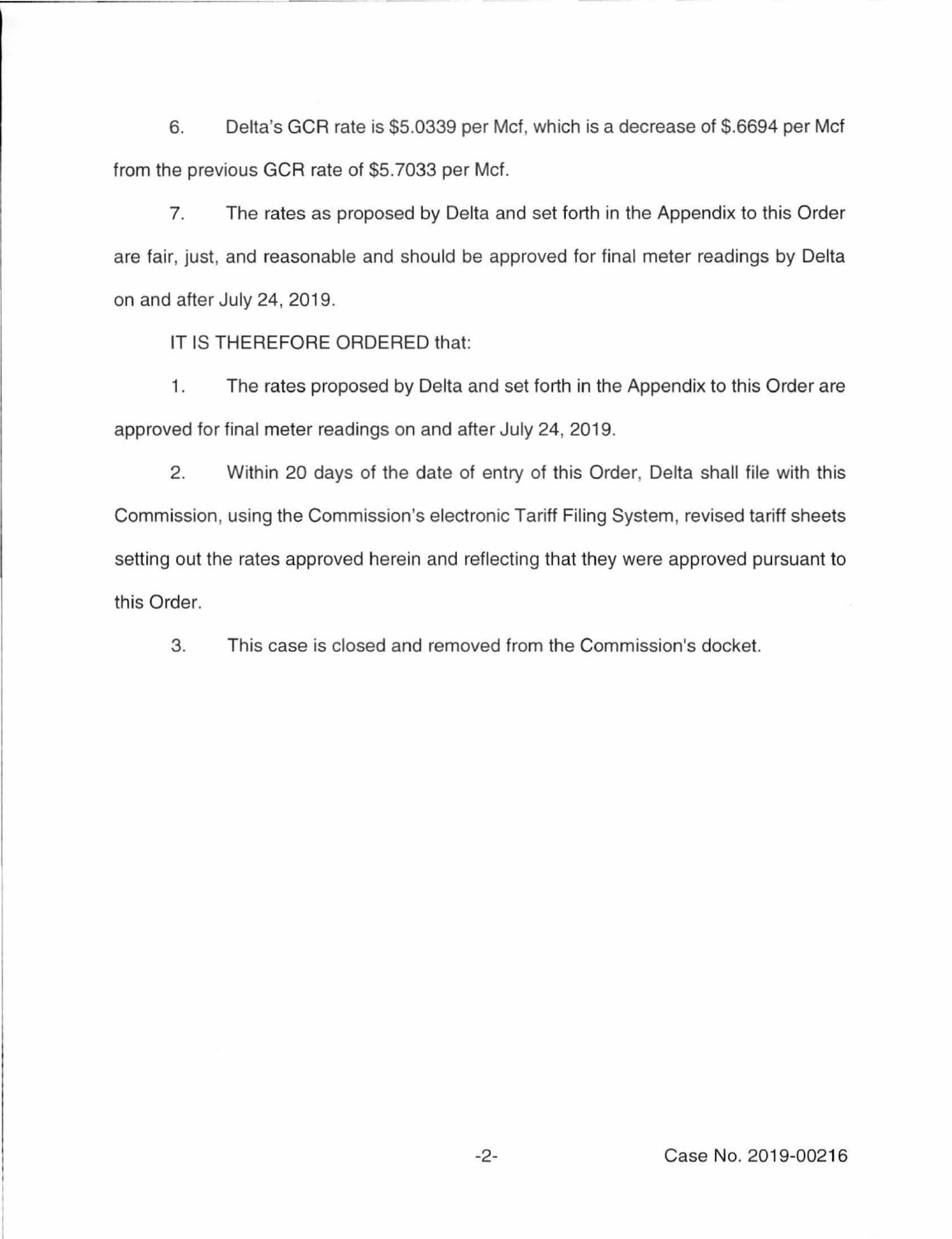6. Delta's GCR rate is $5.0339 per Mcf, which is a decrease of $.6694 per Mcf from the previous GCR rate of $5.7033 per Mcf.

7. The rates as proposed by Delta and set forth in the Appendix to this Order are fair, just, and reasonable and should be approved for final meter readings by Delta on and after July 24, 2019.

IT IS THEREFORE ORDERED that:

1. The rates proposed by Delta and set forth in the Appendix to this Order are approved for final meter readings on and after July 24, 2019.

2. Within 20 days of the date of entry of this Order, Delta shall file with this Commission, using the Commission's electronic Tariff Filing System, revised tariff sheets setting out the rates approved herein and reflecting that they were approved pursuant to this Order.

3. This case is closed and removed from the Commission's docket.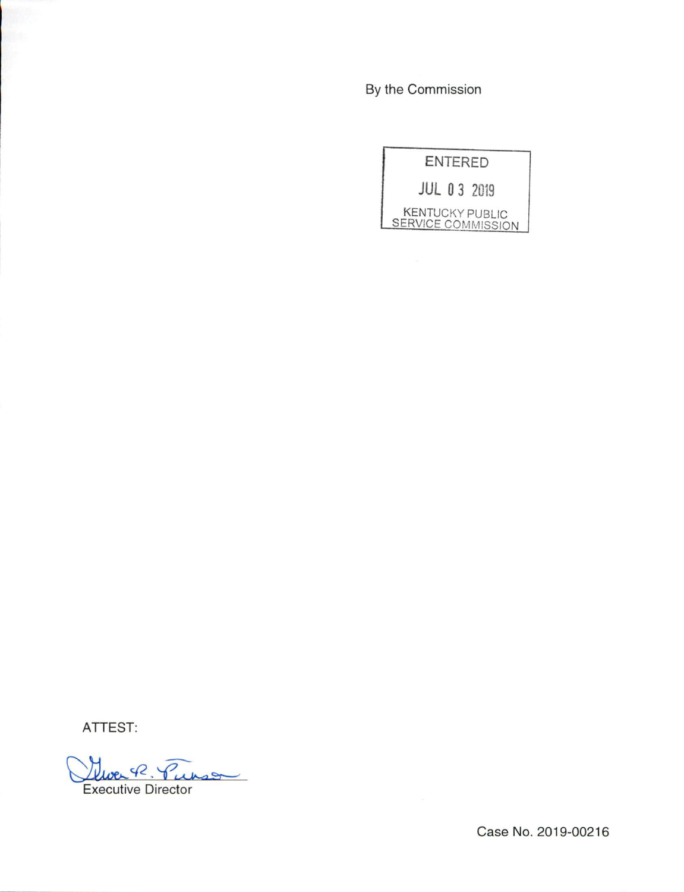By the Commission

ENTERED

JUL 03 2019

KENTUCKY PUBLIC SERVICE COMMISSION

ATTEST:

Executive Director

Case No. 2019-00216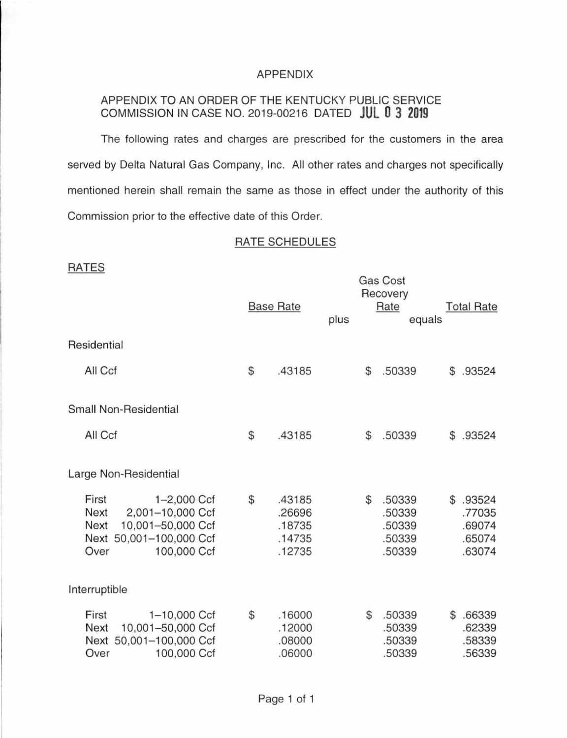# APPENDIX

APPENDIX TO AN ORDER OF THE KENTUCKY PUBLIC SERVICE COMMISSION IN CASE NO. 2019-00216 DATED JUL 0 3 2019

The following rates and charges are prescribed for the customers in the area served by Delta Natural Gas Company, Inc. All other rates and charges not specifically mentioned herein shall remain the same as those in effect under the authority of this Commission prior to the effective date of this Order.

## RATE SCHEDULES

### RATES

| | Base Rate | plus | Gas Cost Recovery Rate | equals | Total Rate |
|---|---|---|---|---|---|
| **Residential** | | | | | |
| All Ccf | $ .43185 | | $ .50339 | | $ .93524 |
| **Small Non-Residential** | | | | | |
| All Ccf | $ .43185 | | $ .50339 | | $ .93524 |
| **Large Non-Residential** | | | | | |
| First 1–2,000 Ccf | $ .43185 | | $ .50339 | | $ .93524 |
| Next 2,001–10,000 Ccf | .26696 | | .50339 | | .77035 |
| Next 10,001–50,000 Ccf | .18735 | | .50339 | | .69074 |
| Next 50,001–100,000 Ccf | .14735 | | .50339 | | .65074 |
| Over 100,000 Ccf | .12735 | | .50339 | | .63074 |
| **Interruptible** | | | | | |
| First 1–10,000 Ccf | $ .16000 | | $ .50339 | | $ .66339 |
| Next 10,001–50,000 Ccf | .12000 | | .50339 | | .62339 |
| Next 50,001–100,000 Ccf | .08000 | | .50339 | | .58339 |
| Over 100,000 Ccf | .06000 | | .50339 | | .56339 |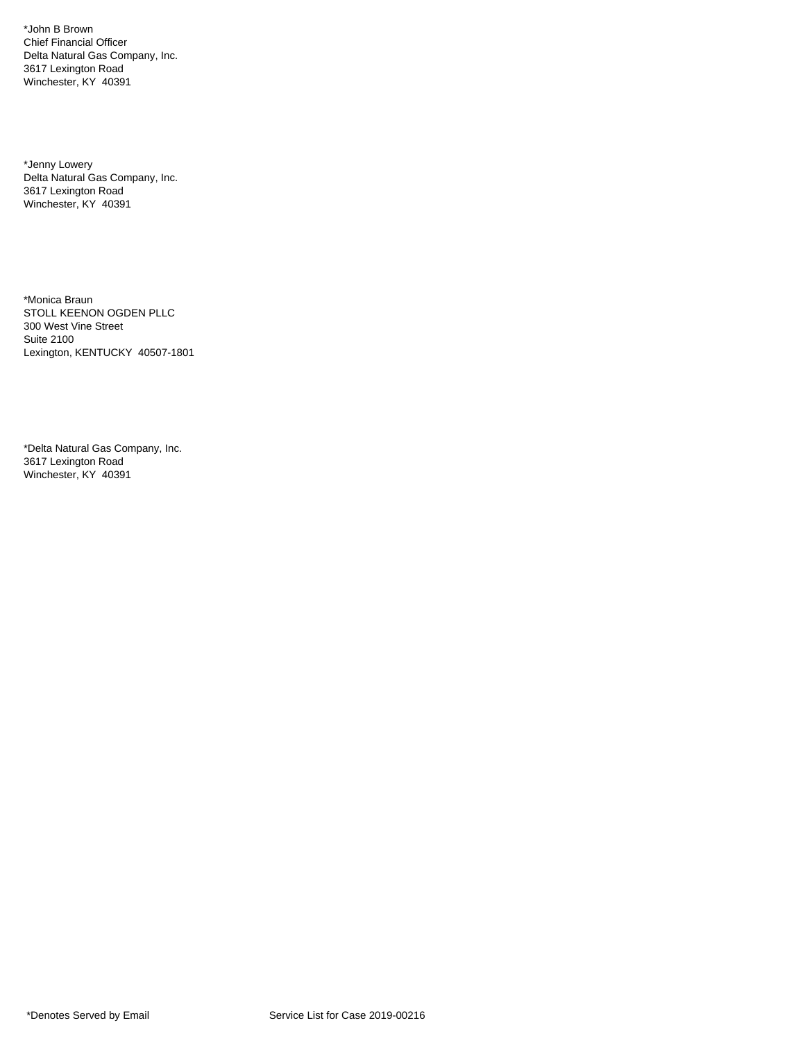*John B Brown
Chief Financial Officer
Delta Natural Gas Company, Inc.
3617 Lexington Road
Winchester, KY  40391

*Jenny Lowery
Delta Natural Gas Company, Inc.
3617 Lexington Road
Winchester, KY  40391

*Monica Braun
STOLL KEENON OGDEN PLLC
300 West Vine Street
Suite 2100
Lexington, KENTUCKY  40507-1801

*Delta Natural Gas Company, Inc.
3617 Lexington Road
Winchester, KY  40391

*Denotes Served by Email

Service List for Case 2019-00216